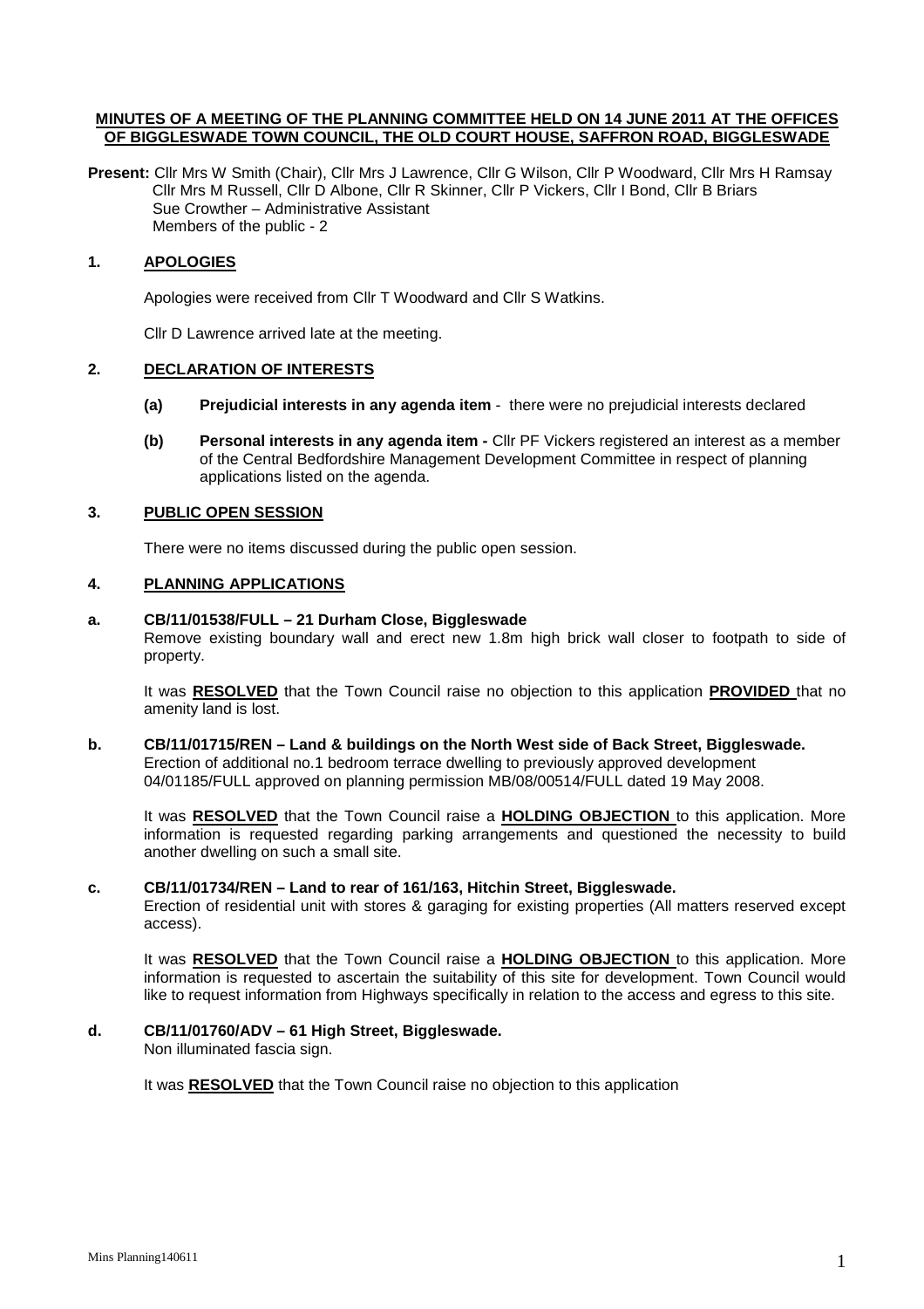**MINUTES OF A MEETING OF THE PLANNING COMMITTEE HELD ON 14 JUNE 2011 AT THE OFFICES OF BIGGLESWADE TOWN COUNCIL, THE OLD COURT HOUSE, SAFFRON ROAD, BIGGLESWADE**

**Present:** Cllr Mrs W Smith (Chair), Cllr Mrs J Lawrence, Cllr G Wilson, Cllr P Woodward, Cllr Mrs H Ramsay
Cllr Mrs M Russell, Cllr D Albone, Cllr R Skinner, Cllr P Vickers, Cllr I Bond, Cllr B Briars
Sue Crowther – Administrative Assistant
Members of the public - 2

## 1. APOLOGIES

Apologies were received from Cllr T Woodward and Cllr S Watkins.

Cllr D Lawrence arrived late at the meeting.

## 2. DECLARATION OF INTERESTS

**(a) Prejudicial interests in any agenda item** - there were no prejudicial interests declared

**(b) Personal interests in any agenda item -** Cllr PF Vickers registered an interest as a member of the Central Bedfordshire Management Development Committee in respect of planning applications listed on the agenda.

## 3. PUBLIC OPEN SESSION

There were no items discussed during the public open session.

## 4. PLANNING APPLICATIONS

**a. CB/11/01538/FULL – 21 Durham Close, Biggleswade**
Remove existing boundary wall and erect new 1.8m high brick wall closer to footpath to side of property.

It was **RESOLVED** that the Town Council raise no objection to this application **PROVIDED** that no amenity land is lost.

**b. CB/11/01715/REN – Land & buildings on the North West side of Back Street, Biggleswade.**
Erection of additional no.1 bedroom terrace dwelling to previously approved development 04/01185/FULL approved on planning permission MB/08/00514/FULL dated 19 May 2008.

It was **RESOLVED** that the Town Council raise a **HOLDING OBJECTION** to this application. More information is requested regarding parking arrangements and questioned the necessity to build another dwelling on such a small site.

**c. CB/11/01734/REN – Land to rear of 161/163, Hitchin Street, Biggleswade.**
Erection of residential unit with stores & garaging for existing properties (All matters reserved except access).

It was **RESOLVED** that the Town Council raise a **HOLDING OBJECTION** to this application. More information is requested to ascertain the suitability of this site for development. Town Council would like to request information from Highways specifically in relation to the access and egress to this site.

**d. CB/11/01760/ADV – 61 High Street, Biggleswade.**
Non illuminated fascia sign.

It was **RESOLVED** that the Town Council raise no objection to this application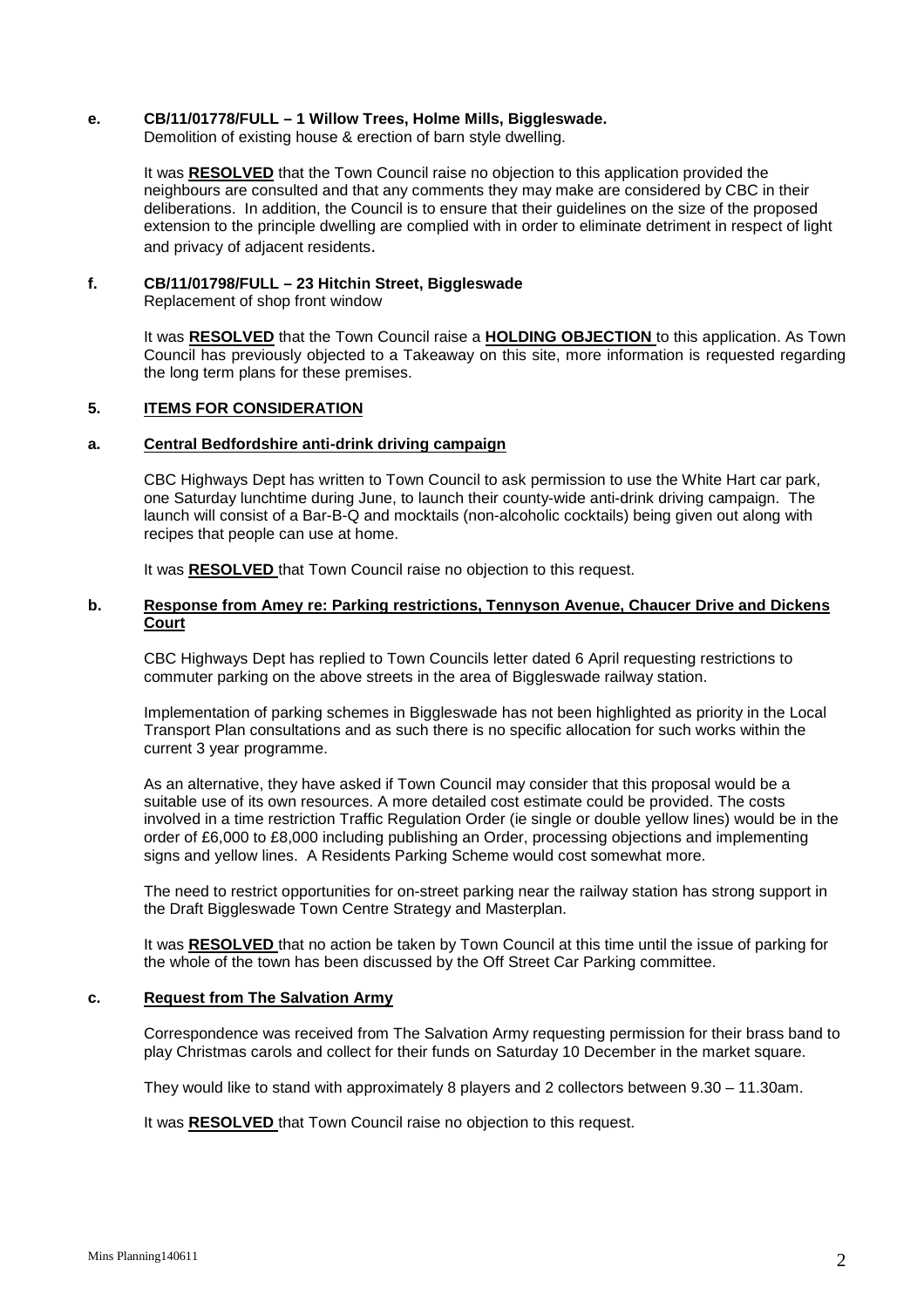**e. CB/11/01778/FULL – 1 Willow Trees, Holme Mills, Biggleswade.**

Demolition of existing house & erection of barn style dwelling.

It was **RESOLVED** that the Town Council raise no objection to this application provided the neighbours are consulted and that any comments they may make are considered by CBC in their deliberations. In addition, the Council is to ensure that their guidelines on the size of the proposed extension to the principle dwelling are complied with in order to eliminate detriment in respect of light and privacy of adjacent residents.

**f. CB/11/01798/FULL – 23 Hitchin Street, Biggleswade**

Replacement of shop front window

It was **RESOLVED** that the Town Council raise a **HOLDING OBJECTION** to this application. As Town Council has previously objected to a Takeaway on this site, more information is requested regarding the long term plans for these premises.

## 5. ITEMS FOR CONSIDERATION

### a. Central Bedfordshire anti-drink driving campaign

CBC Highways Dept has written to Town Council to ask permission to use the White Hart car park, one Saturday lunchtime during June, to launch their county-wide anti-drink driving campaign. The launch will consist of a Bar-B-Q and mocktails (non-alcoholic cocktails) being given out along with recipes that people can use at home.

It was **RESOLVED** that Town Council raise no objection to this request.

### b. Response from Amey re: Parking restrictions, Tennyson Avenue, Chaucer Drive and Dickens Court

CBC Highways Dept has replied to Town Councils letter dated 6 April requesting restrictions to commuter parking on the above streets in the area of Biggleswade railway station.

Implementation of parking schemes in Biggleswade has not been highlighted as priority in the Local Transport Plan consultations and as such there is no specific allocation for such works within the current 3 year programme.

As an alternative, they have asked if Town Council may consider that this proposal would be a suitable use of its own resources. A more detailed cost estimate could be provided. The costs involved in a time restriction Traffic Regulation Order (ie single or double yellow lines) would be in the order of £6,000 to £8,000 including publishing an Order, processing objections and implementing signs and yellow lines. A Residents Parking Scheme would cost somewhat more.

The need to restrict opportunities for on-street parking near the railway station has strong support in the Draft Biggleswade Town Centre Strategy and Masterplan.

It was **RESOLVED** that no action be taken by Town Council at this time until the issue of parking for the whole of the town has been discussed by the Off Street Car Parking committee.

### c. Request from The Salvation Army

Correspondence was received from The Salvation Army requesting permission for their brass band to play Christmas carols and collect for their funds on Saturday 10 December in the market square.

They would like to stand with approximately 8 players and 2 collectors between 9.30 – 11.30am.

It was **RESOLVED** that Town Council raise no objection to this request.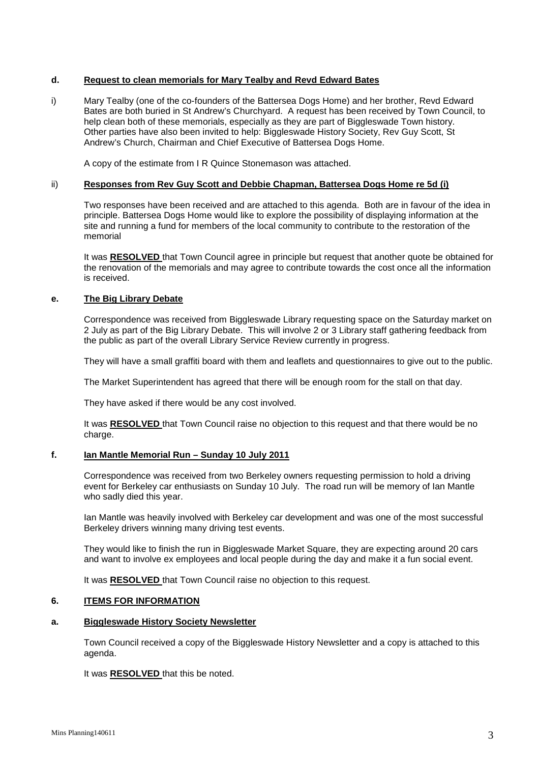**d. Request to clean memorials for Mary Tealby and Revd Edward Bates**

i) Mary Tealby (one of the co-founders of the Battersea Dogs Home) and her brother, Revd Edward Bates are both buried in St Andrew's Churchyard. A request has been received by Town Council, to help clean both of these memorials, especially as they are part of Biggleswade Town history. Other parties have also been invited to help: Biggleswade History Society, Rev Guy Scott, St Andrew's Church, Chairman and Chief Executive of Battersea Dogs Home.

A copy of the estimate from I R Quince Stonemason was attached.

ii) **Responses from Rev Guy Scott and Debbie Chapman, Battersea Dogs Home re 5d (i)**

Two responses have been received and are attached to this agenda. Both are in favour of the idea in principle. Battersea Dogs Home would like to explore the possibility of displaying information at the site and running a fund for members of the local community to contribute to the restoration of the memorial

It was **RESOLVED** that Town Council agree in principle but request that another quote be obtained for the renovation of the memorials and may agree to contribute towards the cost once all the information is received.

**e. The Big Library Debate**

Correspondence was received from Biggleswade Library requesting space on the Saturday market on 2 July as part of the Big Library Debate. This will involve 2 or 3 Library staff gathering feedback from the public as part of the overall Library Service Review currently in progress.

They will have a small graffiti board with them and leaflets and questionnaires to give out to the public.

The Market Superintendent has agreed that there will be enough room for the stall on that day.

They have asked if there would be any cost involved.

It was **RESOLVED** that Town Council raise no objection to this request and that there would be no charge.

**f. Ian Mantle Memorial Run – Sunday 10 July 2011**

Correspondence was received from two Berkeley owners requesting permission to hold a driving event for Berkeley car enthusiasts on Sunday 10 July. The road run will be memory of Ian Mantle who sadly died this year.

Ian Mantle was heavily involved with Berkeley car development and was one of the most successful Berkeley drivers winning many driving test events.

They would like to finish the run in Biggleswade Market Square, they are expecting around 20 cars and want to involve ex employees and local people during the day and make it a fun social event.

It was **RESOLVED** that Town Council raise no objection to this request.

**6. ITEMS FOR INFORMATION**

**a. Biggleswade History Society Newsletter**

Town Council received a copy of the Biggleswade History Newsletter and a copy is attached to this agenda.

It was **RESOLVED** that this be noted.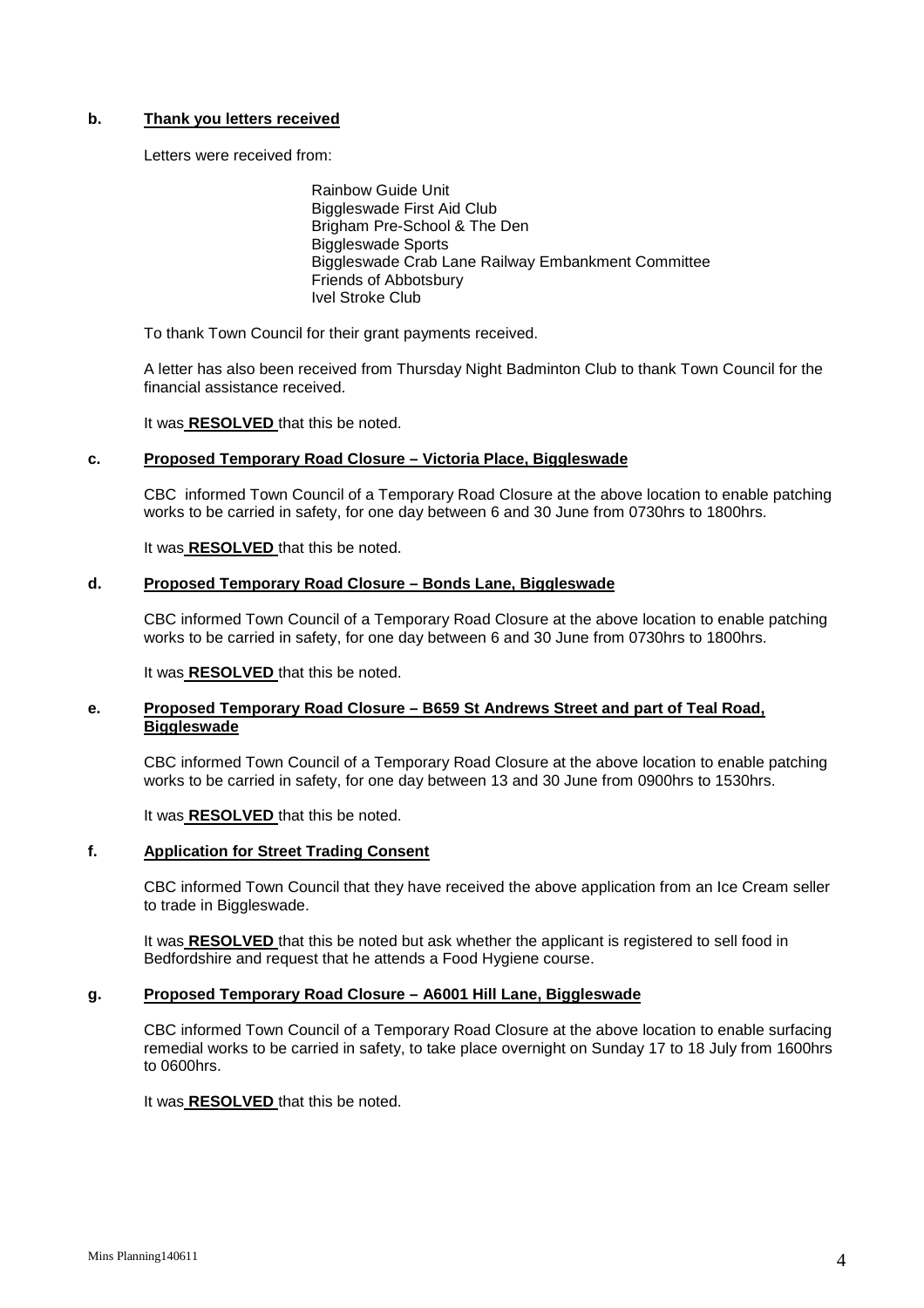**b. Thank you letters received**

Letters were received from:

Rainbow Guide Unit
Biggleswade First Aid Club
Brigham Pre-School & The Den
Biggleswade Sports
Biggleswade Crab Lane Railway Embankment Committee
Friends of Abbotsbury
Ivel Stroke Club

To thank Town Council for their grant payments received.

A letter has also been received from Thursday Night Badminton Club to thank Town Council for the financial assistance received.

It was **RESOLVED** that this be noted.

**c. Proposed Temporary Road Closure – Victoria Place, Biggleswade**

CBC informed Town Council of a Temporary Road Closure at the above location to enable patching works to be carried in safety, for one day between 6 and 30 June from 0730hrs to 1800hrs.

It was **RESOLVED** that this be noted.

**d. Proposed Temporary Road Closure – Bonds Lane, Biggleswade**

CBC informed Town Council of a Temporary Road Closure at the above location to enable patching works to be carried in safety, for one day between 6 and 30 June from 0730hrs to 1800hrs.

It was **RESOLVED** that this be noted.

**e. Proposed Temporary Road Closure – B659 St Andrews Street and part of Teal Road, Biggleswade**

CBC informed Town Council of a Temporary Road Closure at the above location to enable patching works to be carried in safety, for one day between 13 and 30 June from 0900hrs to 1530hrs.

It was **RESOLVED** that this be noted.

**f. Application for Street Trading Consent**

CBC informed Town Council that they have received the above application from an Ice Cream seller to trade in Biggleswade.

It was **RESOLVED** that this be noted but ask whether the applicant is registered to sell food in Bedfordshire and request that he attends a Food Hygiene course.

**g. Proposed Temporary Road Closure – A6001 Hill Lane, Biggleswade**

CBC informed Town Council of a Temporary Road Closure at the above location to enable surfacing remedial works to be carried in safety, to take place overnight on Sunday 17 to 18 July from 1600hrs to 0600hrs.

It was **RESOLVED** that this be noted.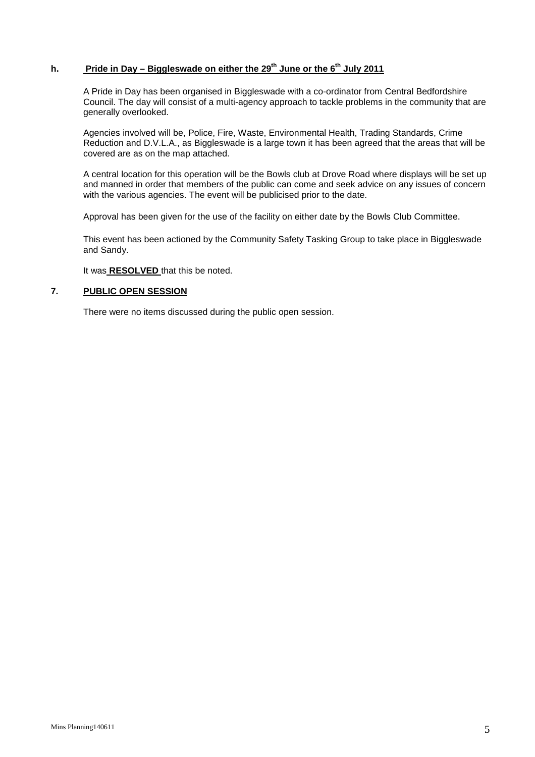### h. Pride in Day – Biggleswade on either the 29th June or the 6th July 2011

A Pride in Day has been organised in Biggleswade with a co-ordinator from Central Bedfordshire Council. The day will consist of a multi-agency approach to tackle problems in the community that are generally overlooked.

Agencies involved will be, Police, Fire, Waste, Environmental Health, Trading Standards, Crime Reduction and D.V.L.A., as Biggleswade is a large town it has been agreed that the areas that will be covered are as on the map attached.

A central location for this operation will be the Bowls club at Drove Road where displays will be set up and manned in order that members of the public can come and seek advice on any issues of concern with the various agencies. The event will be publicised prior to the date.

Approval has been given for the use of the facility on either date by the Bowls Club Committee.

This event has been actioned by the Community Safety Tasking Group to take place in Biggleswade and Sandy.

It was **RESOLVED** that this be noted.

## 7. PUBLIC OPEN SESSION

There were no items discussed during the public open session.